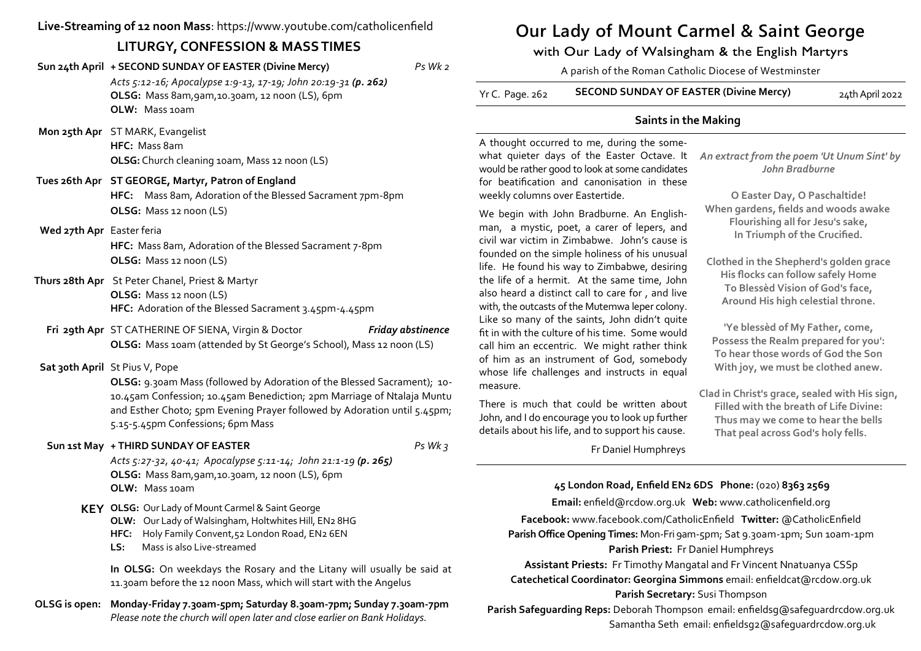**Live-Streaming of 12 noon Mass**: https://www.youtube.com/catholicenfield

## LITURGY, CONFESSION & MASS TIMES

**Sun 24th April** **+ SECOND SUNDAY OF EASTER (Divine Mercy)** *Ps Wk 2*
*Acts 5:12-16; Apocalypse 1:9-13, 17-19; John 20:19-31 **(p. 262)***
**OLSG:** Mass 8am, 9am, 10.30am, 12 noon (LS), 6pm
**OLW:** Mass 10am

**Mon 25th Apr** ST MARK, Evangelist
**HFC:** Mass 8am
**OLSG:** Church cleaning 10am, Mass 12 noon (LS)

**Tues 26th Apr** **ST GEORGE, Martyr, Patron of England**
**HFC:** Mass 8am, Adoration of the Blessed Sacrament 7pm-8pm
**OLSG:** Mass 12 noon (LS)

**Wed 27th Apr** Easter feria
**HFC:** Mass 8am, Adoration of the Blessed Sacrament 7-8pm
**OLSG:** Mass 12 noon (LS)

**Thurs 28th Apr** St Peter Chanel, Priest & Martyr
**OLSG:** Mass 12 noon (LS)
**HFC:** Adoration of the Blessed Sacrament 3.45pm-4.45pm

**Fri 29th Apr** ST CATHERINE OF SIENA, Virgin & Doctor ***Friday abstinence***
**OLSG:** Mass 10am (attended by St George's School), Mass 12 noon (LS)

**Sat 30th April** St Pius V, Pope
**OLSG:** 9.30am Mass (followed by Adoration of the Blessed Sacrament); 10-10.45am Confession; 10.45am Benediction; 2pm Marriage of Ntalaja Muntu and Esther Choto; 5pm Evening Prayer followed by Adoration until 5.45pm; 5.15-5.45pm Confessions; 6pm Mass

**Sun 1st May** **+ THIRD SUNDAY OF EASTER** *Ps Wk 3*
*Acts 5:27-32, 40-41; Apocalypse 5:11-14; John 21:1-19 **(p. 265)***
**OLSG:** Mass 8am, 9am, 10.30am, 12 noon (LS), 6pm
**OLW:** Mass 10am

**KEY**
**OLSG:** Our Lady of Mount Carmel & Saint George
**OLW:** Our Lady of Walsingham, Holtwhites Hill, EN2 8HG
**HFC:** Holy Family Convent, 52 London Road, EN2 6EN
**LS:** Mass is also Live-streamed

**In OLSG:** On weekdays the Rosary and the Litany will usually be said at 11.30am before the 12 noon Mass, which will start with the Angelus

**OLSG is open:** **Monday-Friday 7.30am-5pm; Saturday 8.30am-7pm; Sunday 7.30am-7pm**
*Please note the church will open later and close earlier on Bank Holidays.*

# Our Lady of Mount Carmel & Saint George

## with Our Lady of Walsingham & the English Martyrs

A parish of the Roman Catholic Diocese of Westminster

Yr C. Page. 262 — **SECOND SUNDAY OF EASTER (Divine Mercy)** — 24th April 2022

### Saints in the Making

A thought occurred to me, during the somewhat quieter days of the Easter Octave. It would be rather good to look at some candidates for beatification and canonisation in these weekly columns over Eastertide.

We begin with John Bradburne. An Englishman, a mystic, poet, a carer of lepers, and civil war victim in Zimbabwe. John's cause is founded on the simple holiness of his unusual life. He found his way to Zimbabwe, desiring the life of a hermit. At the same time, John also heard a distinct call to care for , and live with, the outcasts of the Mutemwa leper colony. Like so many of the saints, John didn't quite fit in with the culture of his time. Some would call him an eccentric. We might rather think of him as an instrument of God, somebody whose life challenges and instructs in equal measure.

There is much that could be written about John, and I do encourage you to look up further details about his life, and to support his cause.

Fr Daniel Humphreys

***An extract from the poem 'Ut Unum Sint' by John Bradburne***

**O Easter Day, O Paschaltide!**
**When gardens, fields and woods awake**
**Flourishing all for Jesu's sake,**
**In Triumph of the Crucified.**

**Clothed in the Shepherd's golden grace**
**His flocks can follow safely Home**
**To Blessèd Vision of God's face,**
**Around His high celestial throne.**

**'Ye blessèd of My Father, come,**
**Possess the Realm prepared for you':**
**To hear those words of God the Son**
**With joy, we must be clothed anew.**

**Clad in Christ's grace, sealed with His sign,**
**Filled with the breath of Life Divine:**
**Thus may we come to hear the bells**
**That peal across God's holy fells.**

**45 London Road, Enfield EN2 6DS Phone:** (020) **8363 2569**
**Email:** enfield@rcdow.org.uk **Web:** www.catholicenfield.org
**Facebook:** www.facebook.com/CatholicEnfield **Twitter:** @CatholicEnfield
**Parish Office Opening Times:** Mon-Fri 9am-5pm; Sat 9.30am-1pm; Sun 10am-1pm
**Parish Priest:** Fr Daniel Humphreys
**Assistant Priests:** Fr Timothy Mangatal and Fr Vincent Nnatuanya CSSp
**Catechetical Coordinator: Georgina Simmons** email: enfieldcat@rcdow.org.uk
**Parish Secretary:** Susi Thompson
**Parish Safeguarding Reps:** Deborah Thompson email: enfieldsg@safeguardrcdow.org.uk
Samantha Seth email: enfieldsg2@safeguardrcdow.org.uk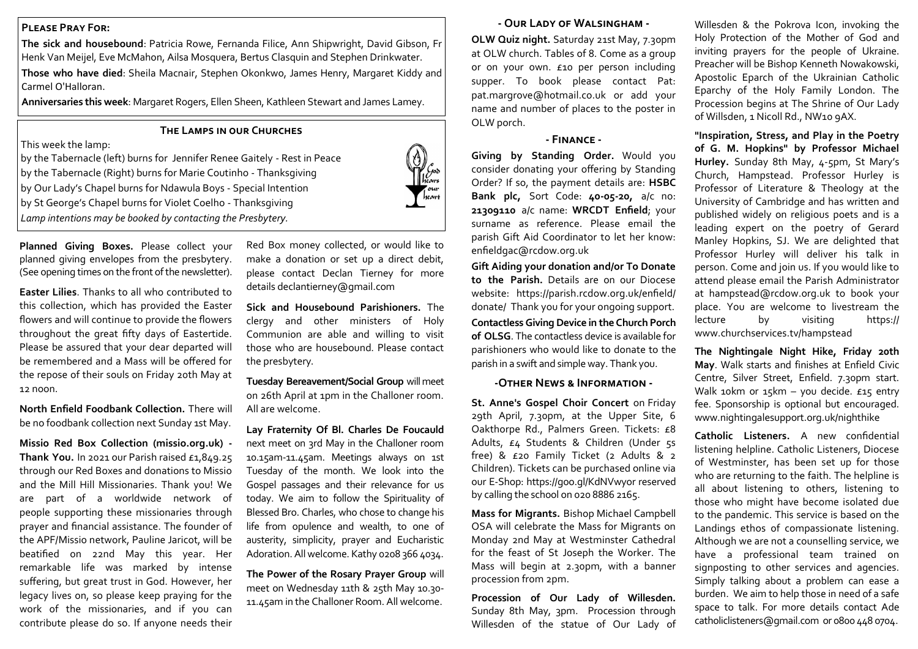## Please Pray For:

**The sick and housebound**: Patricia Rowe, Fernanda Filice, Ann Shipwright, David Gibson, Fr Henk Van Meijel, Eve McMahon, Ailsa Mosquera, Bertus Clasquin and Stephen Drinkwater.

**Those who have died**: Sheila Macnair, Stephen Okonkwo, James Henry, Margaret Kiddy and Carmel O'Halloran.

**Anniversaries this week**: Margaret Rogers, Ellen Sheen, Kathleen Stewart and James Lamey.

## The Lamps in our Churches

This week the lamp:

by the Tabernacle (left) burns for Jennifer Renee Gaitely - Rest in Peace
by the Tabernacle (Right) burns for Marie Coutinho - Thanksgiving
by Our Lady's Chapel burns for Ndawula Boys - Special Intention
by St George's Chapel burns for Violet Coelho - Thanksgiving

*Lamp intentions may be booked by contacting the Presbytery.*

**Planned Giving Boxes.** Please collect your planned giving envelopes from the presbytery. (See opening times on the front of the newsletter).

**Easter Lilies**. Thanks to all who contributed to this collection, which has provided the Easter flowers and will continue to provide the flowers throughout the great fifty days of Eastertide. Please be assured that your dear departed will be remembered and a Mass will be offered for the repose of their souls on Friday 20th May at 12 noon.

**North Enfield Foodbank Collection.** There will be no foodbank collection next Sunday 1st May.

**Missio Red Box Collection (missio.org.uk) - Thank You.** In 2021 our Parish raised £1,849.25 through our Red Boxes and donations to Missio and the Mill Hill Missionaries. Thank you! We are part of a worldwide network of people supporting these missionaries through prayer and financial assistance. The founder of the APF/Missio network, Pauline Jaricot, will be beatified on 22nd May this year. Her remarkable life was marked by intense suffering, but great trust in God. However, her legacy lives on, so please keep praying for the work of the missionaries, and if you can contribute please do so. If anyone needs their Red Box money collected, or would like to make a donation or set up a direct debit, please contact Declan Tierney for more details declantierney@gmail.com

**Sick and Housebound Parishioners.** The clergy and other ministers of Holy Communion are able and willing to visit those who are housebound. Please contact the presbytery.

**Tuesday Bereavement/Social Group** will meet on 26th April at 1pm in the Challoner room. All are welcome.

**Lay Fraternity Of Bl. Charles De Foucauld** next meet on 3rd May in the Challoner room 10.15am-11.45am. Meetings always on 1st Tuesday of the month. We look into the Gospel passages and their relevance for us today. We aim to follow the Spirituality of Blessed Bro. Charles, who chose to change his life from opulence and wealth, to one of austerity, simplicity, prayer and Eucharistic Adoration. All welcome. Kathy 0208 366 4034.

**The Power of the Rosary Prayer Group** will meet on Wednesday 11th & 25th May 10.30-11.45am in the Challoner Room. All welcome.

## - Our Lady of Walsingham -

**OLW Quiz night.** Saturday 21st May, 7.30pm at OLW church. Tables of 8. Come as a group or on your own. £10 per person including supper. To book please contact Pat: pat.margrove@hotmail.co.uk or add your name and number of places to the poster in OLW porch.

## - Finance -

**Giving by Standing Order.** Would you consider donating your offering by Standing Order? If so, the payment details are: **HSBC Bank plc,** Sort Code: **40-05-20,** a/c no: **21309110** a/c name: **WRCDT Enfield**; your surname as reference. Please email the parish Gift Aid Coordinator to let her know: enfieldgac@rcdow.org.uk

**Gift Aiding your donation and/or To Donate to the Parish.** Details are on our Diocese website: https://parish.rcdow.org.uk/enfield/donate/ Thank you for your ongoing support.

**Contactless Giving Device in the Church Porch of OLSG**. The contactless device is available for parishioners who would like to donate to the parish in a swift and simple way. Thank you.

## -Other News & Information -

**St. Anne's Gospel Choir Concert** on Friday 29th April, 7.30pm, at the Upper Site, 6 Oakthorpe Rd., Palmers Green. Tickets: £8 Adults, £4 Students & Children (Under 5s free) & £20 Family Ticket (2 Adults & 2 Children). Tickets can be purchased online via our E-Shop: https://goo.gl/KdNVwyor reserved by calling the school on 020 8886 2165.

**Mass for Migrants.** Bishop Michael Campbell OSA will celebrate the Mass for Migrants on Monday 2nd May at Westminster Cathedral for the feast of St Joseph the Worker. The Mass will begin at 2.30pm, with a banner procession from 2pm.

**Procession of Our Lady of Willesden.** Sunday 8th May, 3pm. Procession through Willesden of the statue of Our Lady of Willesden & the Pokrova Icon, invoking the Holy Protection of the Mother of God and inviting prayers for the people of Ukraine. Preacher will be Bishop Kenneth Nowakowski, Apostolic Eparch of the Ukrainian Catholic Eparchy of the Holy Family London. The Procession begins at The Shrine of Our Lady of Willsden, 1 Nicoll Rd., NW10 9AX.

**"Inspiration, Stress, and Play in the Poetry of G. M. Hopkins" by Professor Michael Hurley.** Sunday 8th May, 4-5pm, St Mary's Church, Hampstead. Professor Hurley is Professor of Literature & Theology at the University of Cambridge and has written and published widely on religious poets and is a leading expert on the poetry of Gerard Manley Hopkins, SJ. We are delighted that Professor Hurley will deliver his talk in person. Come and join us. If you would like to attend please email the Parish Administrator at hampstead@rcdow.org.uk to book your place. You are welcome to livestream the lecture by visiting https://www.churchservices.tv/hampstead

**The Nightingale Night Hike, Friday 20th May**. Walk starts and finishes at Enfield Civic Centre, Silver Street, Enfield. 7.30pm start. Walk 10km or 15km – you decide. £15 entry fee. Sponsorship is optional but encouraged. www.nightingalesupport.org.uk/nighthike

**Catholic Listeners.** A new confidential listening helpline. Catholic Listeners, Diocese of Westminster, has been set up for those who are returning to the faith. The helpline is all about listening to others, listening to those who might have become isolated due to the pandemic. This service is based on the Landings ethos of compassionate listening. Although we are not a counselling service, we have a professional team trained on signposting to other services and agencies. Simply talking about a problem can ease a burden. We aim to help those in need of a safe space to talk. For more details contact Ade catholiclisteners@gmail.com or 0800 448 0704.